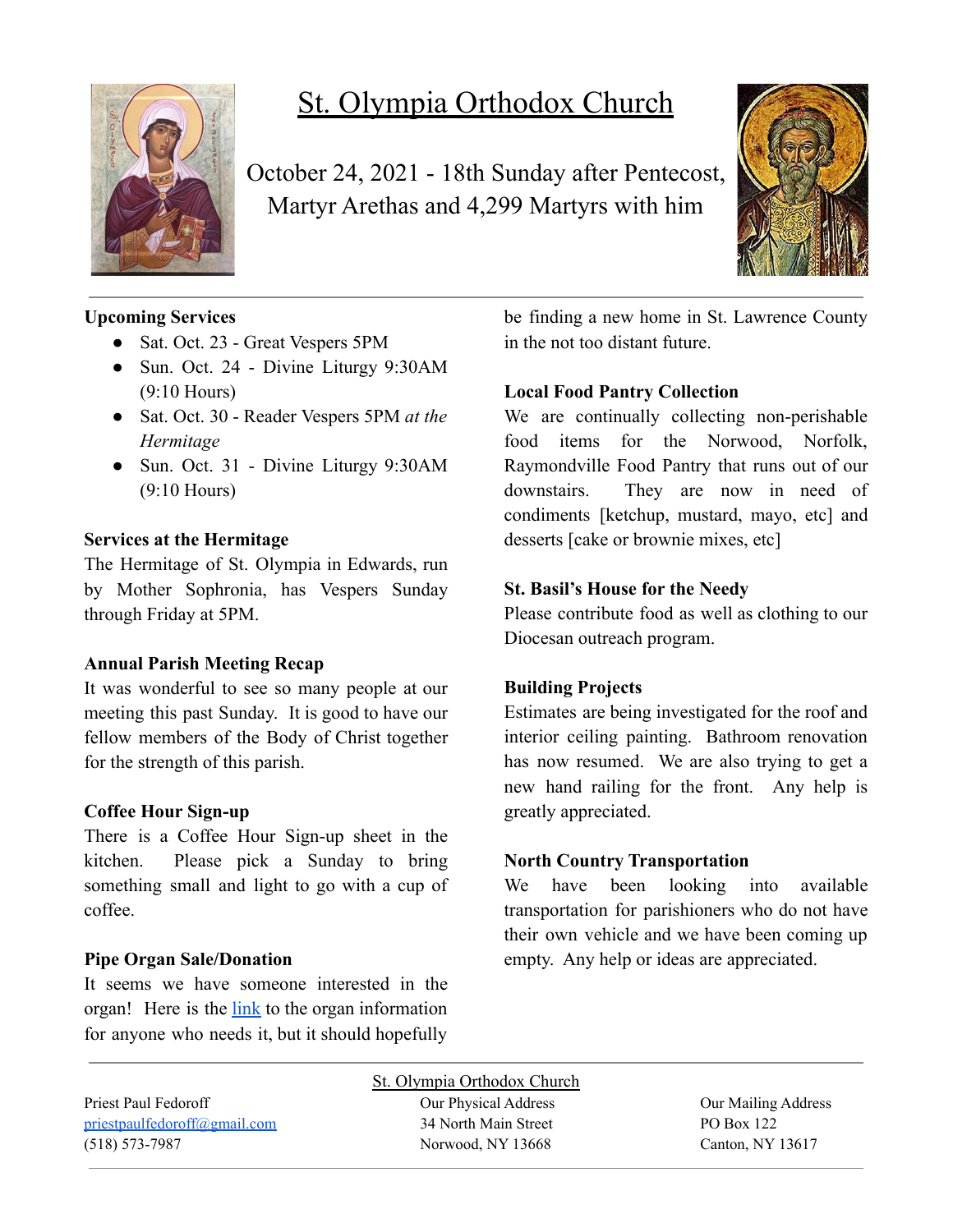# St. Olympia Orthodox Church

October 24, 2021 - 18th Sunday after Pentecost, Martyr Arethas and 4,299 Martyrs with him

**Upcoming Services**

- Sat. Oct. 23 - Great Vespers 5PM
- Sun. Oct. 24 - Divine Liturgy 9:30AM (9:10 Hours)
- Sat. Oct. 30 - Reader Vespers 5PM *at the Hermitage*
- Sun. Oct. 31 - Divine Liturgy 9:30AM (9:10 Hours)

**Services at the Hermitage**

The Hermitage of St. Olympia in Edwards, run by Mother Sophronia, has Vespers Sunday through Friday at 5PM.

**Annual Parish Meeting Recap**

It was wonderful to see so many people at our meeting this past Sunday. It is good to have our fellow members of the Body of Christ together for the strength of this parish.

**Coffee Hour Sign-up**

There is a Coffee Hour Sign-up sheet in the kitchen. Please pick a Sunday to bring something small and light to go with a cup of coffee.

**Pipe Organ Sale/Donation**

It seems we have someone interested in the organ! Here is the link to the organ information for anyone who needs it, but it should hopefully be finding a new home in St. Lawrence County in the not too distant future.

**Local Food Pantry Collection**

We are continually collecting non-perishable food items for the Norwood, Norfolk, Raymondville Food Pantry that runs out of our downstairs. They are now in need of condiments [ketchup, mustard, mayo, etc] and desserts [cake or brownie mixes, etc]

**St. Basil's House for the Needy**

Please contribute food as well as clothing to our Diocesan outreach program.

**Building Projects**

Estimates are being investigated for the roof and interior ceiling painting. Bathroom renovation has now resumed. We are also trying to get a new hand railing for the front. Any help is greatly appreciated.

**North Country Transportation**

We have been looking into available transportation for parishioners who do not have their own vehicle and we have been coming up empty. Any help or ideas are appreciated.

St. Olympia Orthodox Church

Priest Paul Fedoroff
priestpaulfedoroff@gmail.com
(518) 573-7987

Our Physical Address
34 North Main Street
Norwood, NY 13668

Our Mailing Address
PO Box 122
Canton, NY 13617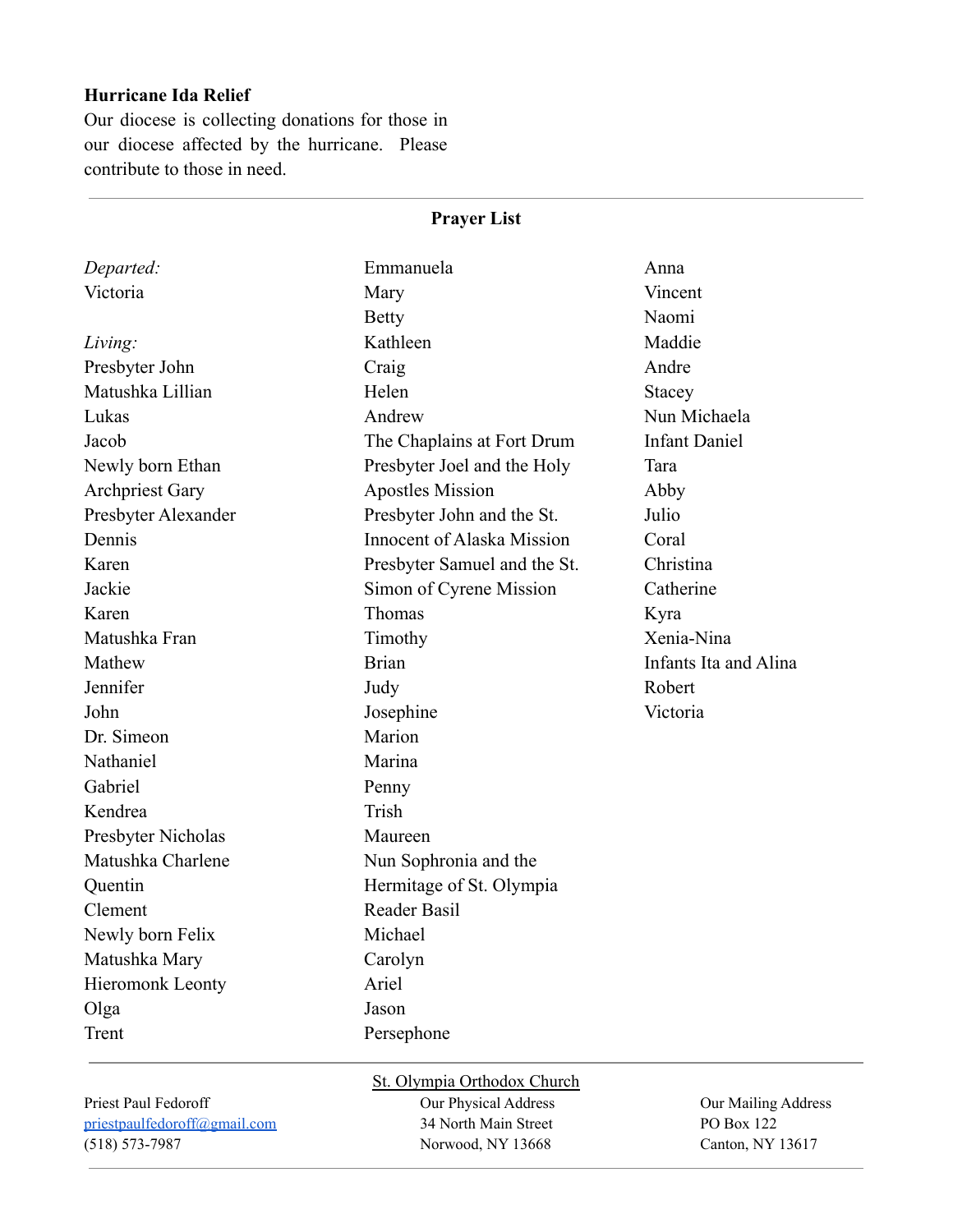**Hurricane Ida Relief**

Our diocese is collecting donations for those in our diocese affected by the hurricane. Please contribute to those in need.

---

**Prayer List**

*Departed:*

Victoria

*Living:*

Presbyter John
Matushka Lillian
Lukas
Jacob
Newly born Ethan
Archpriest Gary
Presbyter Alexander
Dennis
Karen
Jackie
Karen
Matushka Fran
Mathew
Jennifer
John
Dr. Simeon
Nathaniel
Gabriel
Kendrea
Presbyter Nicholas
Matushka Charlene
Quentin
Clement
Newly born Felix
Matushka Mary
Hieromonk Leonty
Olga
Trent
Emmanuela
Mary
Betty
Kathleen
Craig
Helen
Andrew
The Chaplains at Fort Drum
Presbyter Joel and the Holy Apostles Mission
Presbyter John and the St. Innocent of Alaska Mission
Presbyter Samuel and the St. Simon of Cyrene Mission
Thomas
Timothy
Brian
Judy
Josephine
Marion
Marina
Penny
Trish
Maureen
Nun Sophronia and the Hermitage of St. Olympia
Reader Basil
Michael
Carolyn
Ariel
Jason
Persephone
Anna
Vincent
Naomi
Maddie
Andre
Stacey
Nun Michaela
Infant Daniel
Tara
Abby
Julio
Coral
Christina
Catherine
Kyra
Xenia-Nina
Infants Ita and Alina
Robert
Victoria

---

St. Olympia Orthodox Church

Priest Paul Fedoroff
priestpaulfedoroff@gmail.com
(518) 573-7987

Our Physical Address
34 North Main Street
Norwood, NY 13668

Our Mailing Address
PO Box 122
Canton, NY 13617